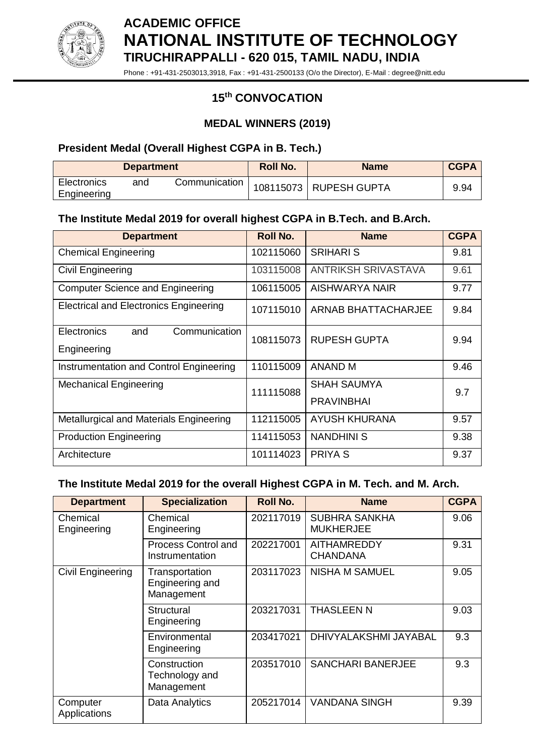# ACADEMIC OFFICE
# NATIONAL INSTITUTE OF TECHNOLOGY
## TIRUCHIRAPPALLI - 620 015, TAMIL NADU, INDIA

Phone : +91-431-2503013,3918, Fax : +91-431-2500133 (O/o the Director), E-Mail : degree@nitt.edu

## 15th CONVOCATION

### MEDAL WINNERS (2019)

### President Medal (Overall Highest CGPA in B. Tech.)

| Department | Roll No. | Name | CGPA |
|---|---|---|---|
| Electronics and Communication Engineering | 108115073 | RUPESH GUPTA | 9.94 |

### The Institute Medal 2019 for overall highest CGPA in B.Tech. and B.Arch.

| Department | Roll No. | Name | CGPA |
|---|---|---|---|
| Chemical Engineering | 102115060 | SRIHARI S | 9.81 |
| Civil Engineering | 103115008 | ANTRIKSH SRIVASTAVA | 9.61 |
| Computer Science and Engineering | 106115005 | AISHWARYA NAIR | 9.77 |
| Electrical and Electronics Engineering | 107115010 | ARNAB BHATTACHARJEE | 9.84 |
| Electronics and Communication Engineering | 108115073 | RUPESH GUPTA | 9.94 |
| Instrumentation and Control Engineering | 110115009 | ANAND M | 9.46 |
| Mechanical Engineering | 111115088 | SHAH SAUMYA PRAVINBHAI | 9.7 |
| Metallurgical and Materials Engineering | 112115005 | AYUSH KHURANA | 9.57 |
| Production Engineering | 114115053 | NANDHINI S | 9.38 |
| Architecture | 101114023 | PRIYA S | 9.37 |

### The Institute Medal 2019 for the overall Highest CGPA in M. Tech. and M. Arch.

| Department | Specialization | Roll No. | Name | CGPA |
|---|---|---|---|---|
| Chemical Engineering | Chemical Engineering | 202117019 | SUBHRA SANKHA MUKHERJEE | 9.06 |
| | Process Control and Instrumentation | 202217001 | AITHAMREDDY CHANDANA | 9.31 |
| Civil Engineering | Transportation Engineering and Management | 203117023 | NISHA M SAMUEL | 9.05 |
| | Structural Engineering | 203217031 | THASLEEN N | 9.03 |
| | Environmental Engineering | 203417021 | DHIVYALAKSHMI JAYABAL | 9.3 |
| | Construction Technology and Management | 203517010 | SANCHARI BANERJEE | 9.3 |
| Computer Applications | Data Analytics | 205217014 | VANDANA SINGH | 9.39 |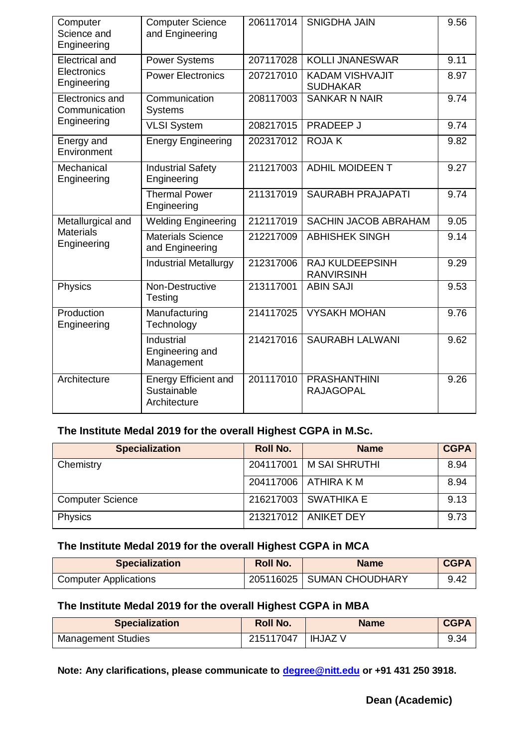| | | | | |
|---|---|---|---|---|
| Computer Science and Engineering | Computer Science and Engineering | 206117014 | SNIGDHA JAIN | 9.56 |
| Electrical and Electronics Engineering | Power Systems | 207117028 | KOLLI JNANESWAR | 9.11 |
| | Power Electronics | 207217010 | KADAM VISHVAJIT SUDHAKAR | 8.97 |
| Electronics and Communication Engineering | Communication Systems | 208117003 | SANKAR N NAIR | 9.74 |
| | VLSI System | 208217015 | PRADEEP J | 9.74 |
| Energy and Environment | Energy Engineering | 202317012 | ROJA K | 9.82 |
| Mechanical Engineering | Industrial Safety Engineering | 211217003 | ADHIL MOIDEEN T | 9.27 |
| | Thermal Power Engineering | 211317019 | SAURABH PRAJAPATI | 9.74 |
| Metallurgical and Materials Engineering | Welding Engineering | 212117019 | SACHIN JACOB ABRAHAM | 9.05 |
| | Materials Science and Engineering | 212217009 | ABHISHEK SINGH | 9.14 |
| | Industrial Metallurgy | 212317006 | RAJ KULDEEPSINH RANVIRSINH | 9.29 |
| Physics | Non-Destructive Testing | 213117001 | ABIN SAJI | 9.53 |
| Production Engineering | Manufacturing Technology | 214117025 | VYSAKH MOHAN | 9.76 |
| | Industrial Engineering and Management | 214217016 | SAURABH LALWANI | 9.62 |
| Architecture | Energy Efficient and Sustainable Architecture | 201117010 | PRASHANTHINI RAJAGOPAL | 9.26 |

### The Institute Medal 2019 for the overall Highest CGPA in M.Sc.

| Specialization | Roll No. | Name | CGPA |
|---|---|---|---|
| Chemistry | 204117001 | M SAI SHRUTHI | 8.94 |
| | 204117006 | ATHIRA K M | 8.94 |
| Computer Science | 216217003 | SWATHIKA E | 9.13 |
| Physics | 213217012 | ANIKET DEY | 9.73 |

### The Institute Medal 2019 for the overall Highest CGPA in MCA

| Specialization | Roll No. | Name | CGPA |
|---|---|---|---|
| Computer Applications | 205116025 | SUMAN CHOUDHARY | 9.42 |

### The Institute Medal 2019 for the overall Highest CGPA in MBA

| Specialization | Roll No. | Name | CGPA |
|---|---|---|---|
| Management Studies | 215117047 | IHJAZ V | 9.34 |

**Note: Any clarifications, please communicate to degree@nitt.edu or +91 431 250 3918.**

**Dean (Academic)**